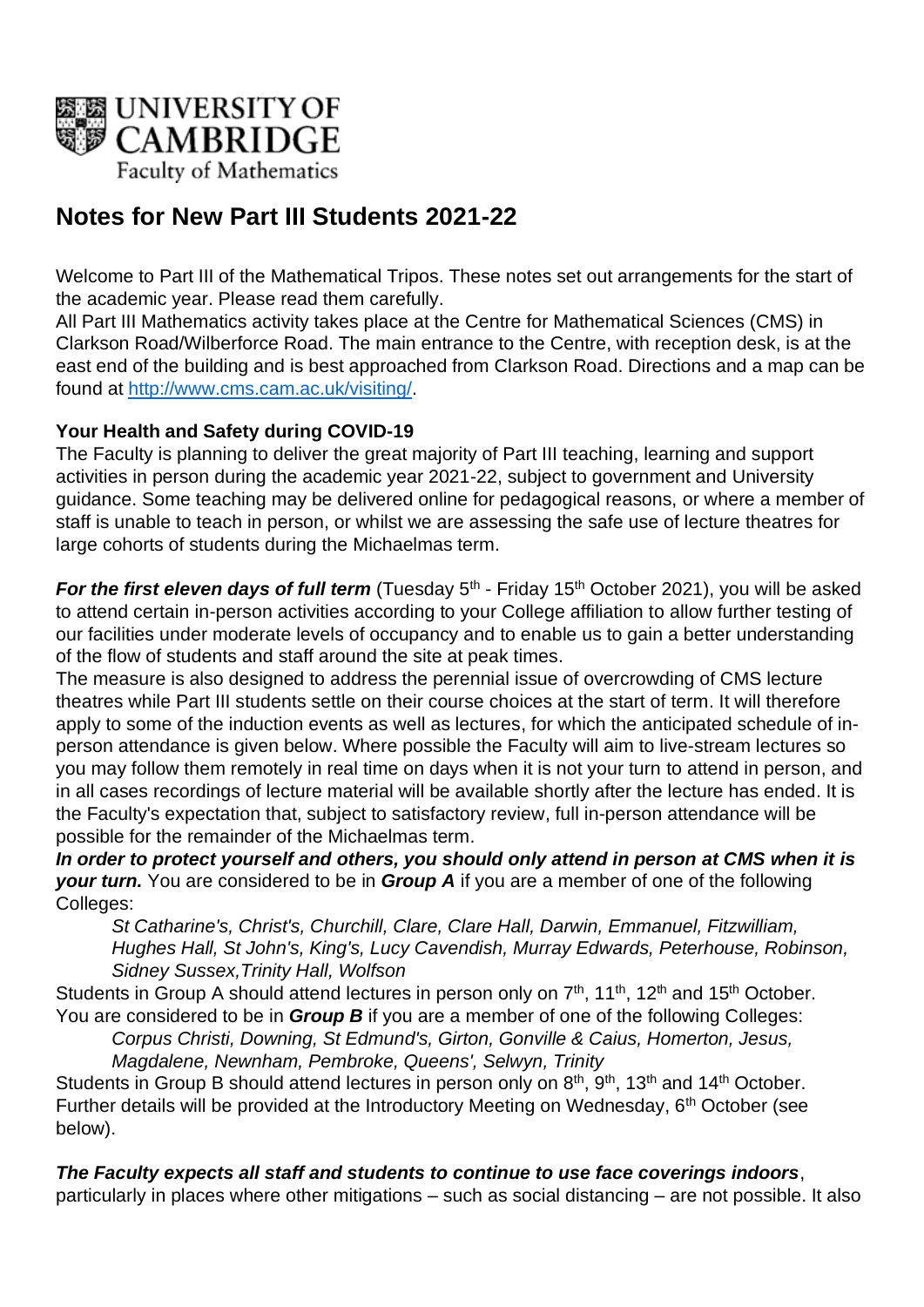UNIVERSITY OF CAMBRIDGE
Faculty of Mathematics

# Notes for New Part III Students 2021-22

Welcome to Part III of the Mathematical Tripos. These notes set out arrangements for the start of the academic year. Please read them carefully.
All Part III Mathematics activity takes place at the Centre for Mathematical Sciences (CMS) in Clarkson Road/Wilberforce Road. The main entrance to the Centre, with reception desk, is at the east end of the building and is best approached from Clarkson Road. Directions and a map can be found at [http://www.cms.cam.ac.uk/visiting/](http://www.cms.cam.ac.uk/visiting/).

### Your Health and Safety during COVID-19

The Faculty is planning to deliver the great majority of Part III teaching, learning and support activities in person during the academic year 2021-22, subject to government and University guidance. Some teaching may be delivered online for pedagogical reasons, or where a member of staff is unable to teach in person, or whilst we are assessing the safe use of lecture theatres for large cohorts of students during the Michaelmas term.

***For the first eleven days of full term*** (Tuesday 5th - Friday 15th October 2021), you will be asked to attend certain in-person activities according to your College affiliation to allow further testing of our facilities under moderate levels of occupancy and to enable us to gain a better understanding of the flow of students and staff around the site at peak times.
The measure is also designed to address the perennial issue of overcrowding of CMS lecture theatres while Part III students settle on their course choices at the start of term. It will therefore apply to some of the induction events as well as lectures, for which the anticipated schedule of in-person attendance is given below. Where possible the Faculty will aim to live-stream lectures so you may follow them remotely in real time on days when it is not your turn to attend in person, and in all cases recordings of lecture material will be available shortly after the lecture has ended. It is the Faculty's expectation that, subject to satisfactory review, full in-person attendance will be possible for the remainder of the Michaelmas term.
***In order to protect yourself and others, you should only attend in person at CMS when it is your turn.*** You are considered to be in ***Group A*** if you are a member of one of the following Colleges:

> *St Catharine's, Christ's, Churchill, Clare, Clare Hall, Darwin, Emmanuel, Fitzwilliam, Hughes Hall, St John's, King's, Lucy Cavendish, Murray Edwards, Peterhouse, Robinson, Sidney Sussex, Trinity Hall, Wolfson*

Students in Group A should attend lectures in person only on 7th, 11th, 12th and 15th October.
You are considered to be in ***Group B*** if you are a member of one of the following Colleges:

> *Corpus Christi, Downing, St Edmund's, Girton, Gonville & Caius, Homerton, Jesus, Magdalene, Newnham, Pembroke, Queens', Selwyn, Trinity*

Students in Group B should attend lectures in person only on 8th, 9th, 13th and 14th October.
Further details will be provided at the Introductory Meeting on Wednesday, 6th October (see below).

***The Faculty expects all staff and students to continue to use face coverings indoors***, particularly in places where other mitigations – such as social distancing – are not possible. It also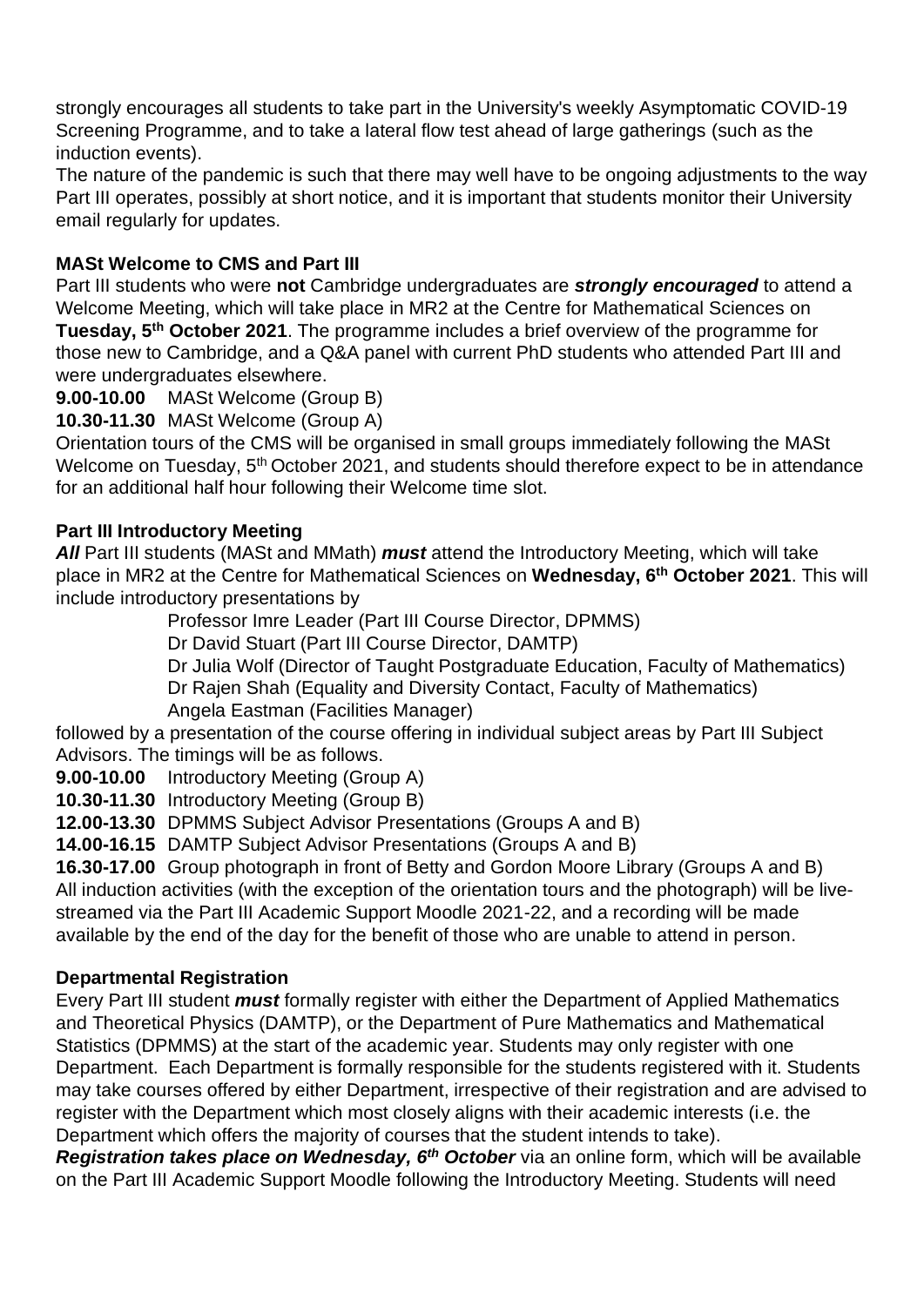strongly encourages all students to take part in the University's weekly Asymptomatic COVID-19 Screening Programme, and to take a lateral flow test ahead of large gatherings (such as the induction events).

The nature of the pandemic is such that there may well have to be ongoing adjustments to the way Part III operates, possibly at short notice, and it is important that students monitor their University email regularly for updates.

### MASt Welcome to CMS and Part III

Part III students who were **not** Cambridge undergraduates are ***strongly encouraged*** to attend a Welcome Meeting, which will take place in MR2 at the Centre for Mathematical Sciences on **Tuesday, 5th October 2021**. The programme includes a brief overview of the programme for those new to Cambridge, and a Q&A panel with current PhD students who attended Part III and were undergraduates elsewhere.

**9.00-10.00** MASt Welcome (Group B)
**10.30-11.30** MASt Welcome (Group A)

Orientation tours of the CMS will be organised in small groups immediately following the MASt Welcome on Tuesday, 5th October 2021, and students should therefore expect to be in attendance for an additional half hour following their Welcome time slot.

### Part III Introductory Meeting

***All*** Part III students (MASt and MMath) ***must*** attend the Introductory Meeting, which will take place in MR2 at the Centre for Mathematical Sciences on **Wednesday, 6th October 2021**. This will include introductory presentations by

Professor Imre Leader (Part III Course Director, DPMMS)
Dr David Stuart (Part III Course Director, DAMTP)
Dr Julia Wolf (Director of Taught Postgraduate Education, Faculty of Mathematics)
Dr Rajen Shah (Equality and Diversity Contact, Faculty of Mathematics)
Angela Eastman (Facilities Manager)

followed by a presentation of the course offering in individual subject areas by Part III Subject Advisors. The timings will be as follows.

**9.00-10.00** Introductory Meeting (Group A)
**10.30-11.30** Introductory Meeting (Group B)
**12.00-13.30** DPMMS Subject Advisor Presentations (Groups A and B)
**14.00-16.15** DAMTP Subject Advisor Presentations (Groups A and B)
**16.30-17.00** Group photograph in front of Betty and Gordon Moore Library (Groups A and B)

All induction activities (with the exception of the orientation tours and the photograph) will be live-streamed via the Part III Academic Support Moodle 2021-22, and a recording will be made available by the end of the day for the benefit of those who are unable to attend in person.

### Departmental Registration

Every Part III student ***must*** formally register with either the Department of Applied Mathematics and Theoretical Physics (DAMTP), or the Department of Pure Mathematics and Mathematical Statistics (DPMMS) at the start of the academic year. Students may only register with one Department. Each Department is formally responsible for the students registered with it. Students may take courses offered by either Department, irrespective of their registration and are advised to register with the Department which most closely aligns with their academic interests (i.e. the Department which offers the majority of courses that the student intends to take).

***Registration takes place on Wednesday, 6th October*** via an online form, which will be available on the Part III Academic Support Moodle following the Introductory Meeting. Students will need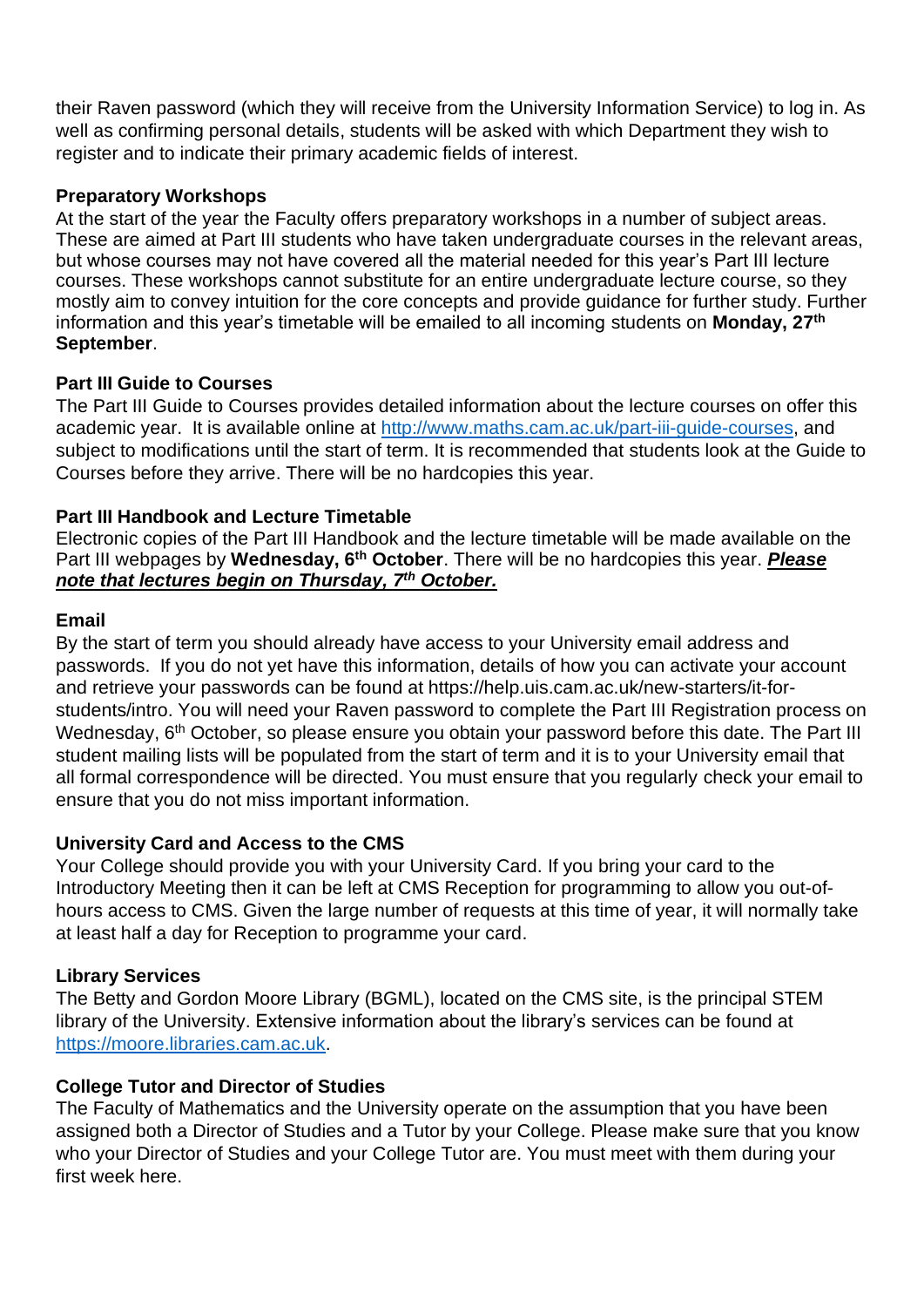their Raven password (which they will receive from the University Information Service) to log in. As well as confirming personal details, students will be asked with which Department they wish to register and to indicate their primary academic fields of interest.

**Preparatory Workshops**

At the start of the year the Faculty offers preparatory workshops in a number of subject areas. These are aimed at Part III students who have taken undergraduate courses in the relevant areas, but whose courses may not have covered all the material needed for this year's Part III lecture courses. These workshops cannot substitute for an entire undergraduate lecture course, so they mostly aim to convey intuition for the core concepts and provide guidance for further study. Further information and this year's timetable will be emailed to all incoming students on **Monday, 27th September**.

**Part III Guide to Courses**

The Part III Guide to Courses provides detailed information about the lecture courses on offer this academic year. It is available online at [http://www.maths.cam.ac.uk/part-iii-guide-courses](http://www.maths.cam.ac.uk/part-iii-guide-courses), and subject to modifications until the start of term. It is recommended that students look at the Guide to Courses before they arrive. There will be no hardcopies this year.

**Part III Handbook and Lecture Timetable**

Electronic copies of the Part III Handbook and the lecture timetable will be made available on the Part III webpages by **Wednesday, 6th October**. There will be no hardcopies this year. ***Please note that lectures begin on Thursday, 7th October.***

**Email**

By the start of term you should already have access to your University email address and passwords. If you do not yet have this information, details of how you can activate your account and retrieve your passwords can be found at https://help.uis.cam.ac.uk/new-starters/it-for-students/intro. You will need your Raven password to complete the Part III Registration process on Wednesday, 6th October, so please ensure you obtain your password before this date. The Part III student mailing lists will be populated from the start of term and it is to your University email that all formal correspondence will be directed. You must ensure that you regularly check your email to ensure that you do not miss important information.

**University Card and Access to the CMS**

Your College should provide you with your University Card. If you bring your card to the Introductory Meeting then it can be left at CMS Reception for programming to allow you out-of-hours access to CMS. Given the large number of requests at this time of year, it will normally take at least half a day for Reception to programme your card.

**Library Services**

The Betty and Gordon Moore Library (BGML), located on the CMS site, is the principal STEM library of the University. Extensive information about the library's services can be found at [https://moore.libraries.cam.ac.uk](https://moore.libraries.cam.ac.uk).

**College Tutor and Director of Studies**

The Faculty of Mathematics and the University operate on the assumption that you have been assigned both a Director of Studies and a Tutor by your College. Please make sure that you know who your Director of Studies and your College Tutor are. You must meet with them during your first week here.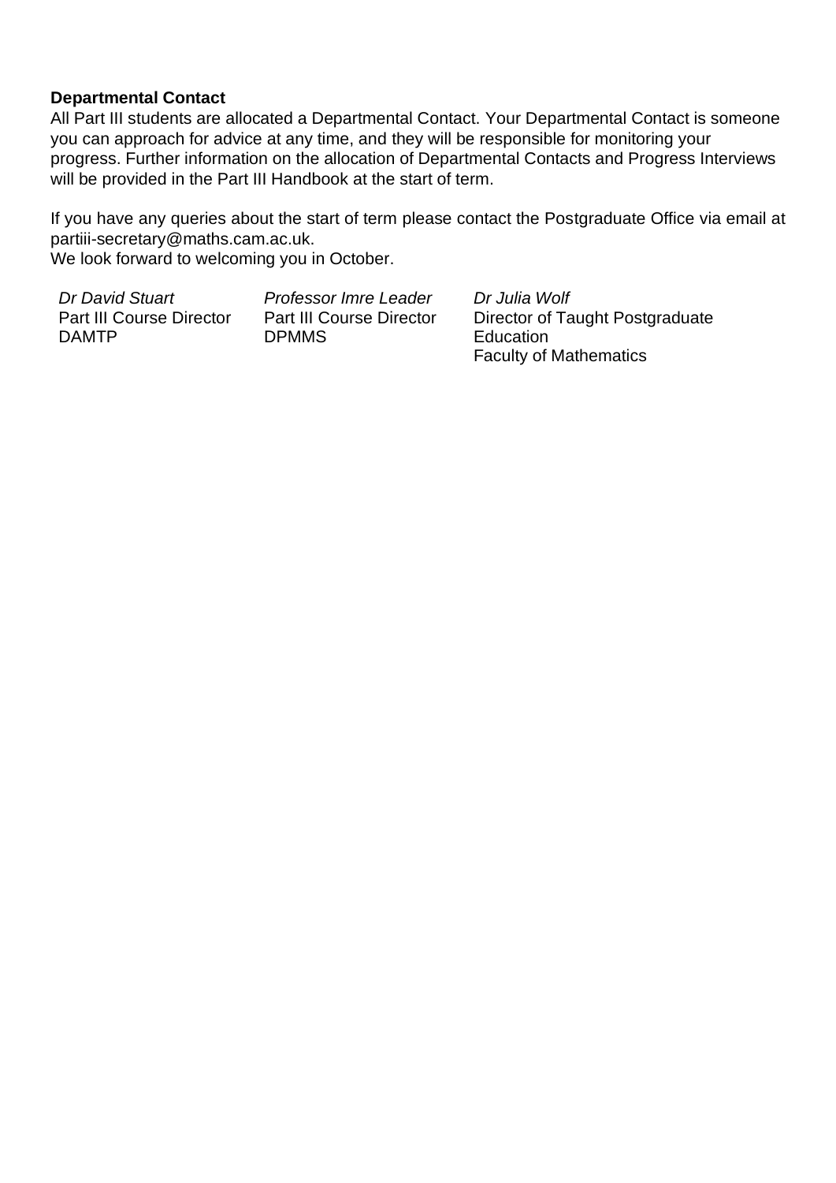**Departmental Contact**

All Part III students are allocated a Departmental Contact. Your Departmental Contact is someone you can approach for advice at any time, and they will be responsible for monitoring your progress. Further information on the allocation of Departmental Contacts and Progress Interviews will be provided in the Part III Handbook at the start of term.

If you have any queries about the start of term please contact the Postgraduate Office via email at partiii-secretary@maths.cam.ac.uk.
We look forward to welcoming you in October.

*Dr David Stuart*
Part III Course Director
DAMTP

*Professor Imre Leader*
Part III Course Director
DPMMS

*Dr Julia Wolf*
Director of Taught Postgraduate Education
Faculty of Mathematics